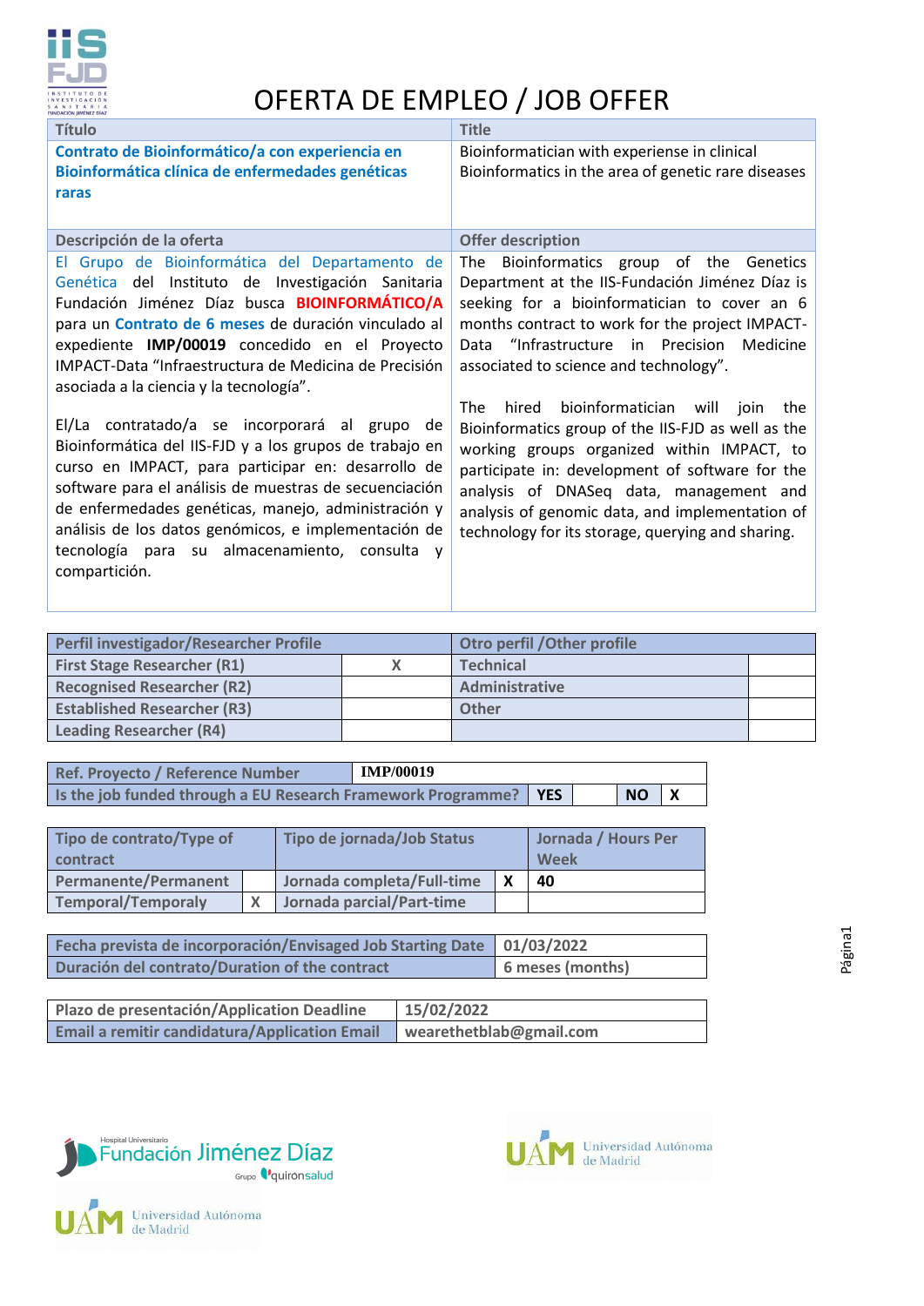# OFERTA DE EMPLEO / JOB OFFER

| Título | Title |
|---|---|
| **Contrato de Bioinformático/a con experiencia en Bioinformática clínica de enfermedades genéticas raras** | Bioinformatician with experiense in clinical Bioinformatics in the area of genetic rare diseases |

| Descripción de la oferta | Offer description |
|---|---|
| El Grupo de Bioinformática del Departamento de Genética del Instituto de Investigación Sanitaria Fundación Jiménez Díaz busca **BIOINFORMÁTICO/A** para un **Contrato de 6 meses** de duración vinculado al expediente **IMP/00019** concedido en el Proyecto IMPACT-Data "Infraestructura de Medicina de Precisión asociada a la ciencia y la tecnología".<br><br>El/La contratado/a se incorporará al grupo de Bioinformática del IIS-FJD y a los grupos de trabajo en curso en IMPACT, para participar en: desarrollo de software para el análisis de muestras de secuenciación de enfermedades genéticas, manejo, administración y análisis de los datos genómicos, e implementación de tecnología para su almacenamiento, consulta y compartición. | The Bioinformatics group of the Genetics Department at the IIS-Fundación Jiménez Díaz is seeking for a bioinformatician to cover an 6 months contract to work for the project IMPACT-Data "Infrastructure in Precision Medicine associated to science and technology".<br><br>The hired bioinformatician will join the Bioinformatics group of the IIS-FJD as well as the working groups organized within IMPACT, to participate in: development of software for the analysis of DNASeq data, management and analysis of genomic data, and implementation of technology for its storage, querying and sharing. |

| Perfil investigador/Researcher Profile | | Otro perfil /Other profile | |
|---|---|---|---|
| First Stage Researcher (R1) | X | Technical | |
| Recognised Researcher (R2) | | Administrative | |
| Established Researcher (R3) | | Other | |
| Leading Researcher (R4) | | | |

| Ref. Proyecto / Reference Number | IMP/00019 | | | |
|---|---|---|---|---|
| Is the job funded through a EU Research Framework Programme? | YES | | NO | X |

| Tipo de contrato/Type of contract | | Tipo de jornada/Job Status | | Jornada / Hours Per Week |
|---|---|---|---|---|
| Permanente/Permanent | | Jornada completa/Full-time | X | 40 |
| Temporal/Temporaly | X | Jornada parcial/Part-time | | |

| Fecha prevista de incorporación/Envisaged Job Starting Date | 01/03/2022 |
|---|---|
| Duración del contrato/Duration of the contract | 6 meses (months) |

| Plazo de presentación/Application Deadline | 15/02/2022 |
|---|---|
| Email a remitir candidatura/Application Email | wearethetblab@gmail.com |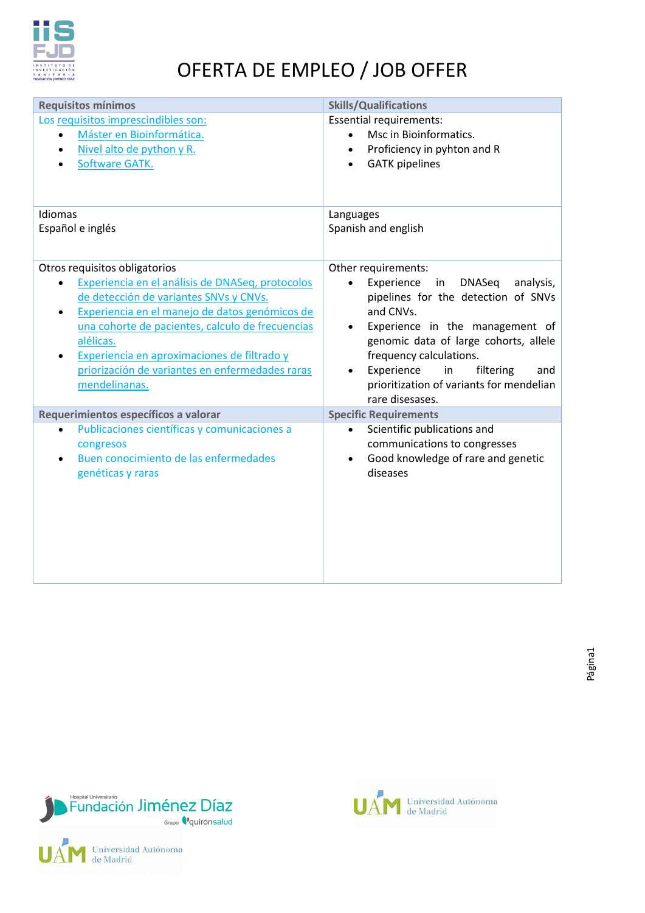# OFERTA DE EMPLEO / JOB OFFER

| Requisitos mínimos | Skills/Qualifications |
|---|---|
| Los requisitos imprescindibles son:<br>• Máster en Bioinformática.<br>• Nivel alto de python y R.<br>• Software GATK. | Essential requirements:<br>• Msc in Bioinformatics.<br>• Proficiency in pyhton and R<br>• GATK pipelines |
| Idiomas<br>Español e inglés | Languages<br>Spanish and english |
| Otros requisitos obligatorios<br>• Experiencia en el análisis de DNASeq, protocolos de detección de variantes SNVs y CNVs.<br>• Experiencia en el manejo de datos genómicos de una cohorte de pacientes, calculo de frecuencias alélicas.<br>• Experiencia en aproximaciones de filtrado y priorización de variantes en enfermedades raras mendelinanas. | Other requirements:<br>• Experience in DNASeq analysis, pipelines for the detection of SNVs and CNVs.<br>• Experience in the management of genomic data of large cohorts, allele frequency calculations.<br>• Experience in filtering and prioritization of variants for mendelian rare disesases. |
| **Requerimientos específicos a valorar** | **Specific Requirements** |
| • Publicaciones científicas y comunicaciones a congresos<br>• Buen conocimiento de las enfermedades genéticas y raras | • Scientific publications and communications to congresses<br>• Good knowledge of rare and genetic diseases |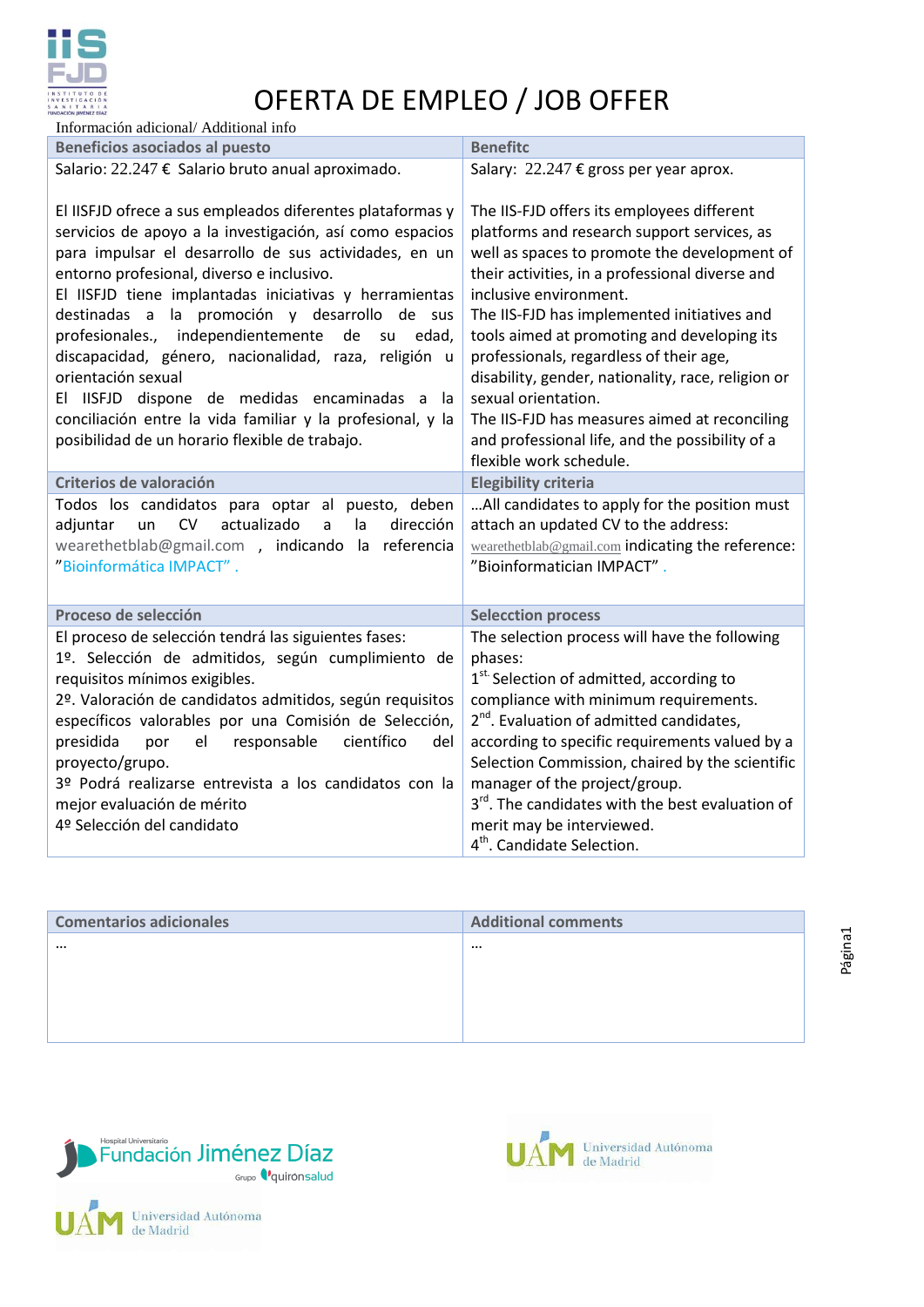# OFERTA DE EMPLEO / JOB OFFER

Información adicional/ Additional info

| Beneficios asociados al puesto | Benefitc |
|---|---|
| Salario: 22.247 € Salario bruto anual aproximado.<br><br>El IISFJD ofrece a sus empleados diferentes plataformas y servicios de apoyo a la investigación, así como espacios para impulsar el desarrollo de sus actividades, en un entorno profesional, diverso e inclusivo.<br>El IISFJD tiene implantadas iniciativas y herramientas destinadas a la promoción y desarrollo de sus profesionales., independientemente de su edad, discapacidad, género, nacionalidad, raza, religión u orientación sexual<br>El IISFJD dispone de medidas encaminadas a la conciliación entre la vida familiar y la profesional, y la posibilidad de un horario flexible de trabajo. | Salary: 22.247 € gross per year aprox.<br><br>The IIS-FJD offers its employees different platforms and research support services, as well as spaces to promote the development of their activities, in a professional diverse and inclusive environment.<br>The IIS-FJD has implemented initiatives and tools aimed at promoting and developing its professionals, regardless of their age, disability, gender, nationality, race, religion or sexual orientation.<br>The IIS-FJD has measures aimed at reconciling and professional life, and the possibility of a flexible work schedule. |
| **Criterios de valoración** | **Elegibility criteria** |
| Todos los candidatos para optar al puesto, deben adjuntar un CV actualizado a la dirección wearethetblab@gmail.com , indicando la referencia "Bioinformática IMPACT" . | …All candidates to apply for the position must attach an updated CV to the address: wearethetblab@gmail.com indicating the reference: "Bioinformatician IMPACT" . |
| **Proceso de selección** | **Selecction process** |
| El proceso de selección tendrá las siguientes fases:<br>1º. Selección de admitidos, según cumplimiento de requisitos mínimos exigibles.<br>2º. Valoración de candidatos admitidos, según requisitos específicos valorables por una Comisión de Selección, presidida por el responsable científico del proyecto/grupo.<br>3º Podrá realizarse entrevista a los candidatos con la mejor evaluación de mérito<br>4º Selección del candidato | The selection process will have the following phases:<br>1st. Selection of admitted, according to compliance with minimum requirements.<br>2nd. Evaluation of admitted candidates, according to specific requirements valued by a Selection Commission, chaired by the scientific manager of the project/group.<br>3rd. The candidates with the best evaluation of merit may be interviewed.<br>4th. Candidate Selection. |

| Comentarios adicionales | Additional comments |
|---|---|
| … | … |

Hospital Universitario Fundación Jiménez Díaz — Grupo quirónsalud

Universidad Autónoma de Madrid